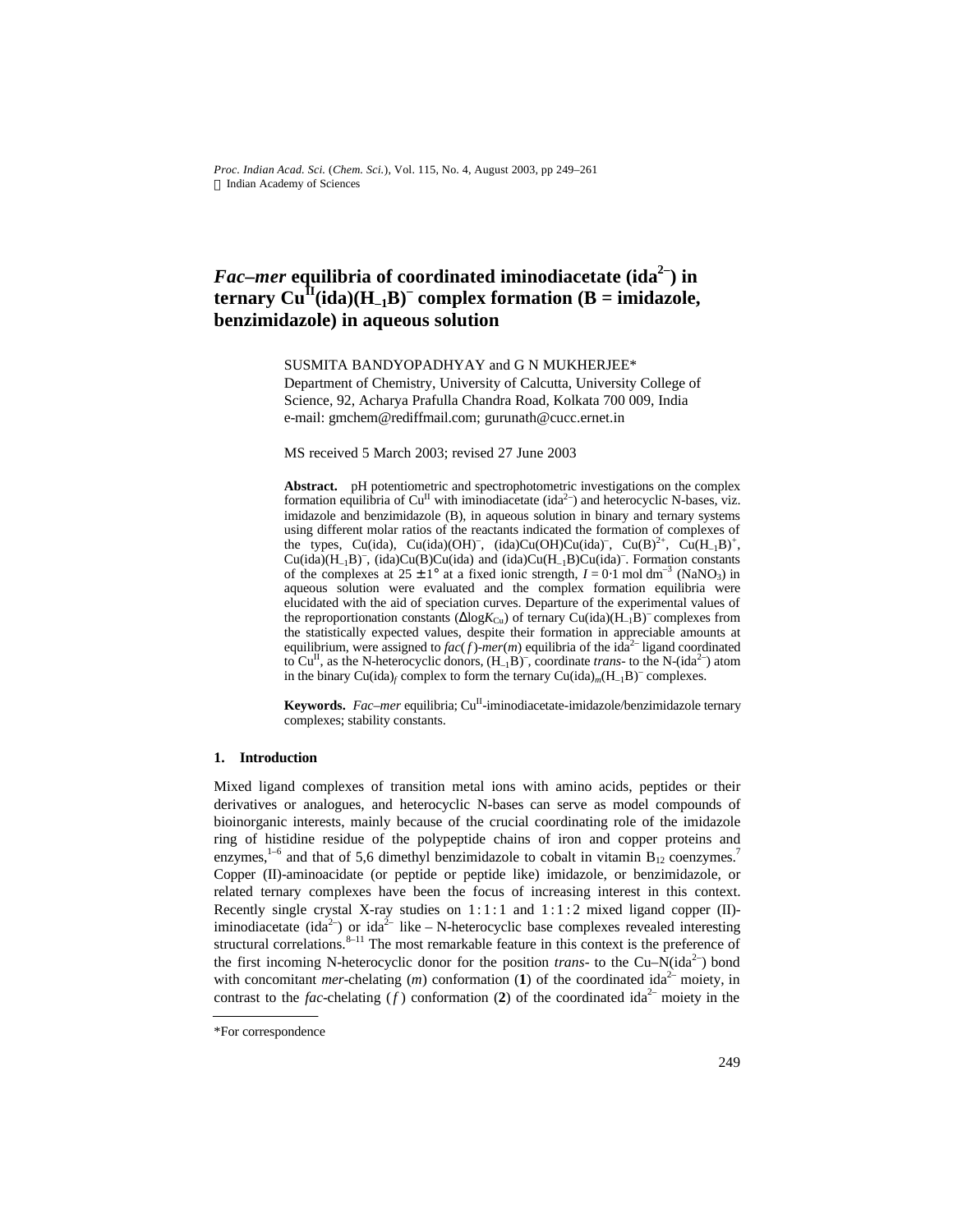# *Fac–mer* equilibria of coordinated iminodiacetate ($ida^{2-}$) in ternary $Cu^{II}(ida)(H_{-1}B)^{-}$ complex formation (B = imidazole, benzimidazole) in aqueous solution

SUSMITA BANDYOPADHYAY and G N MUKHERJEE*

Department of Chemistry, University of Calcutta, University College of Science, 92, Acharya Prafulla Chandra Road, Kolkata 700 009, India

e-mail: gmchem@rediffmail.com; gurunath@cucc.ernet.in

MS received 5 March 2003; revised 27 June 2003

**Abstract.** pH potentiometric and spectrophotometric investigations on the complex formation equilibria of $Cu^{II}$ with iminodiacetate ($ida^{2-}$) and heterocyclic N-bases, viz. imidazole and benzimidazole (B), in aqueous solution in binary and ternary systems using different molar ratios of the reactants indicated the formation of complexes of the types, Cu(ida), $Cu(ida)(OH)^{-}$, $(ida)Cu(OH)Cu(ida)^{-}$, $Cu(B)^{2+}$, $Cu(H_{-1}B)^{+}$, $Cu(ida)(H_{-1}B)^{-}$, (ida)Cu(B)Cu(ida) and $(ida)Cu(H_{-1}B)Cu(ida)^{-}$. Formation constants of the complexes at $25 \pm 1°$ at a fixed ionic strength, $I = 0{\cdot}1$ mol $dm^{-3}$ ($NaNO_3$) in aqueous solution were evaluated and the complex formation equilibria were elucidated with the aid of speciation curves. Departure of the experimental values of the reproportionation constants ($\Delta \log K_{Cu}$) of ternary $Cu(ida)(H_{-1}B)^{-}$ complexes from the statistically expected values, despite their formation in appreciable amounts at equilibrium, were assigned to *fac*(*f*)-*mer*(*m*) equilibria of the $ida^{2-}$ ligand coordinated to $Cu^{II}$, as the N-heterocyclic donors, $(H_{-1}B)^{-}$, coordinate *trans*- to the N-($ida^{2-}$) atom in the binary $Cu(ida)_f$ complex to form the ternary $Cu(ida)_m(H_{-1}B)^{-}$ complexes.

**Keywords.** *Fac–mer* equilibria; $Cu^{II}$-iminodiacetate-imidazole/benzimidazole ternary complexes; stability constants.

## 1. Introduction

Mixed ligand complexes of transition metal ions with amino acids, peptides or their derivatives or analogues, and heterocyclic N-bases can serve as model compounds of bioinorganic interests, mainly because of the crucial coordinating role of the imidazole ring of histidine residue of the polypeptide chains of iron and copper proteins and enzymes,[1–6] and that of 5,6 dimethyl benzimidazole to cobalt in vitamin $B_{12}$ coenzymes.[7] Copper (II)-aminoacidate (or peptide or peptide like) imidazole, or benzimidazole, or related ternary complexes have been the focus of increasing interest in this context. Recently single crystal X-ray studies on 1 : 1 : 1 and 1 : 1 : 2 mixed ligand copper (II)-iminodiacetate ($ida^{2-}$) or $ida^{2-}$ like – N-heterocyclic base complexes revealed interesting structural correlations.[8–11] The most remarkable feature in this context is the preference of the first incoming N-heterocyclic donor for the position *trans*- to the Cu–N($ida^{2-}$) bond with concomitant *mer*-chelating (*m*) conformation (**1**) of the coordinated $ida^{2-}$ moiety, in contrast to the *fac*-chelating (*f*) conformation (**2**) of the coordinated $ida^{2-}$ moiety in the

*For correspondence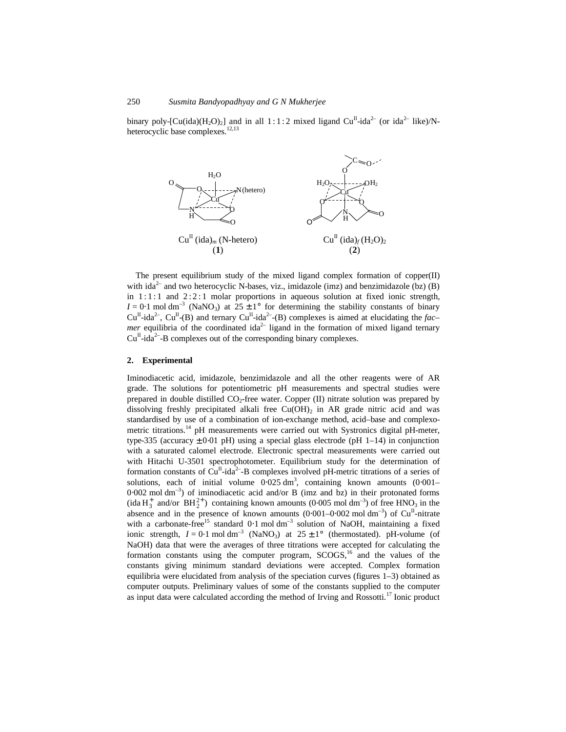binary poly-[$Cu(ida)(H_2O)_2$] and in all 1 : 1 : 2 mixed ligand $Cu^{II}$-$ida^{2-}$ (or $ida^{2-}$ like)/N-heterocyclic base complexes.[12,13]

$Cu^{II}$ $(ida)_m$ (N-hetero)
(**1**)

$Cu^{II}$ $(ida)_f$ $(H_2O)_2$
(**2**)

The present equilibrium study of the mixed ligand complex formation of copper(II) with $ida^{2-}$ and two heterocyclic N-bases, viz., imidazole (imz) and benzimidazole (bz) (B) in 1 : 1 : 1 and 2 : 2 : 1 molar proportions in aqueous solution at fixed ionic strength, $I = 0{\cdot}1$ mol $dm^{-3}$ ($NaNO_3$) at $25 \pm 1°$ for determining the stability constants of binary $Cu^{II}$-$ida^{2-}$, $Cu^{II}$-(B) and ternary $Cu^{II}$-$ida^{2-}$-(B) complexes is aimed at elucidating the *fac–mer* equilibria of the coordinated $ida^{2-}$ ligand in the formation of mixed ligand ternary $Cu^{II}$-$ida^{2-}$-B complexes out of the corresponding binary complexes.

## 2. Experimental

Iminodiacetic acid, imidazole, benzimidazole and all the other reagents were of AR grade. The solutions for potentiometric pH measurements and spectral studies were prepared in double distilled $CO_2$-free water. Copper (II) nitrate solution was prepared by dissolving freshly precipitated alkali free $Cu(OH)_2$ in AR grade nitric acid and was standardised by use of a combination of ion-exchange method, acid–base and complexometric titrations.[14] pH measurements were carried out with Systronics digital pH-meter, type-335 (accuracy $\pm 0{\cdot}01$ pH) using a special glass electrode (pH 1–14) in conjunction with a saturated calomel electrode. Electronic spectral measurements were carried out with Hitachi U-3501 spectrophotometer. Equilibrium study for the determination of formation constants of $Cu^{II}$-$ida^{2-}$-B complexes involved pH-metric titrations of a series of solutions, each of initial volume $0{\cdot}025$ $dm^3$, containing known amounts (0·001–0·002 mol $dm^{-3}$) of iminodiacetic acid and/or B (imz and bz) in their protonated forms ($idaH_3^+$ and/or $BH_2^{2+}$) containing known amounts (0·005 mol $dm^{-3}$) of free $HNO_3$ in the absence and in the presence of known amounts (0·001–0·002 mol $dm^{-3}$) of $Cu^{II}$-nitrate with a carbonate-free[15] standard 0·1 mol $dm^{-3}$ solution of NaOH, maintaining a fixed ionic strength, $I = 0{\cdot}1$ mol $dm^{-3}$ ($NaNO_3$) at $25 \pm 1°$ (thermostated). pH-volume (of NaOH) data that were the averages of three titrations were accepted for calculating the formation constants using the computer program, SCOGS,[16] and the values of the constants giving minimum standard deviations were accepted. Complex formation equilibria were elucidated from analysis of the speciation curves (figures 1–3) obtained as computer outputs. Preliminary values of some of the constants supplied to the computer as input data were calculated according the method of Irving and Rossotti.[17] Ionic product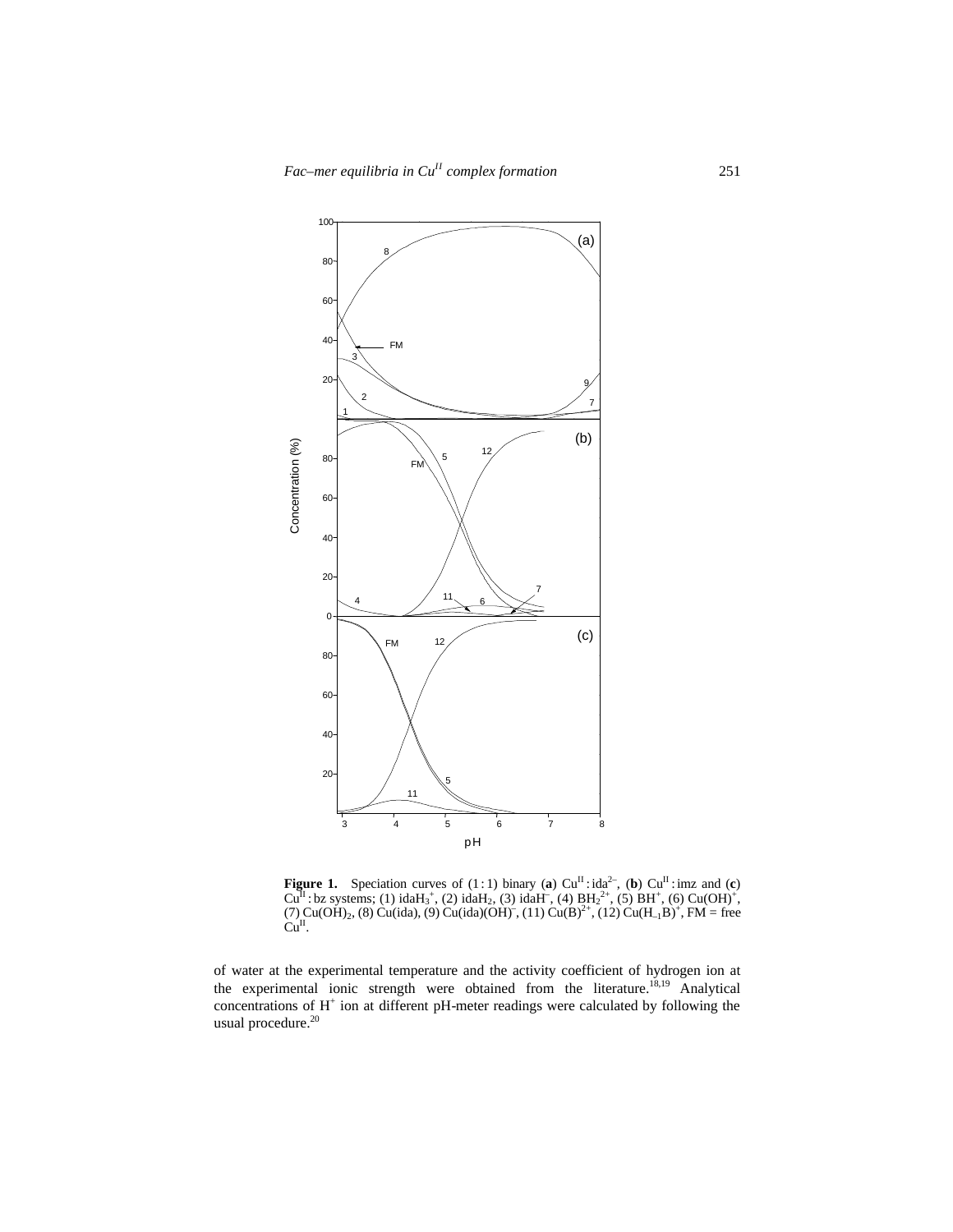**Figure 1.** Speciation curves of (1 : 1) binary (**a**) $Cu^{II}$ : $ida^{2-}$, (**b**) $Cu^{II}$ : imz and (**c**) $Cu^{II}$ : bz systems; (1) $idaH_3^+$, (2) $idaH_2$, (3) $idaH^-$, (4) $BH_2^{2+}$, (5) $BH^+$, (6) $Cu(OH)^+$, (7) $Cu(OH)_2$, (8) Cu(ida), (9) $Cu(ida)(OH)^-$, (11) $Cu(B)^{2+}$, (12) $Cu(H_{-1}B)^+$, FM = free $Cu^{II}$.

of water at the experimental temperature and the activity coefficient of hydrogen ion at the experimental ionic strength were obtained from the literature.[18,19] Analytical concentrations of $H^+$ ion at different pH-meter readings were calculated by following the usual procedure.[20]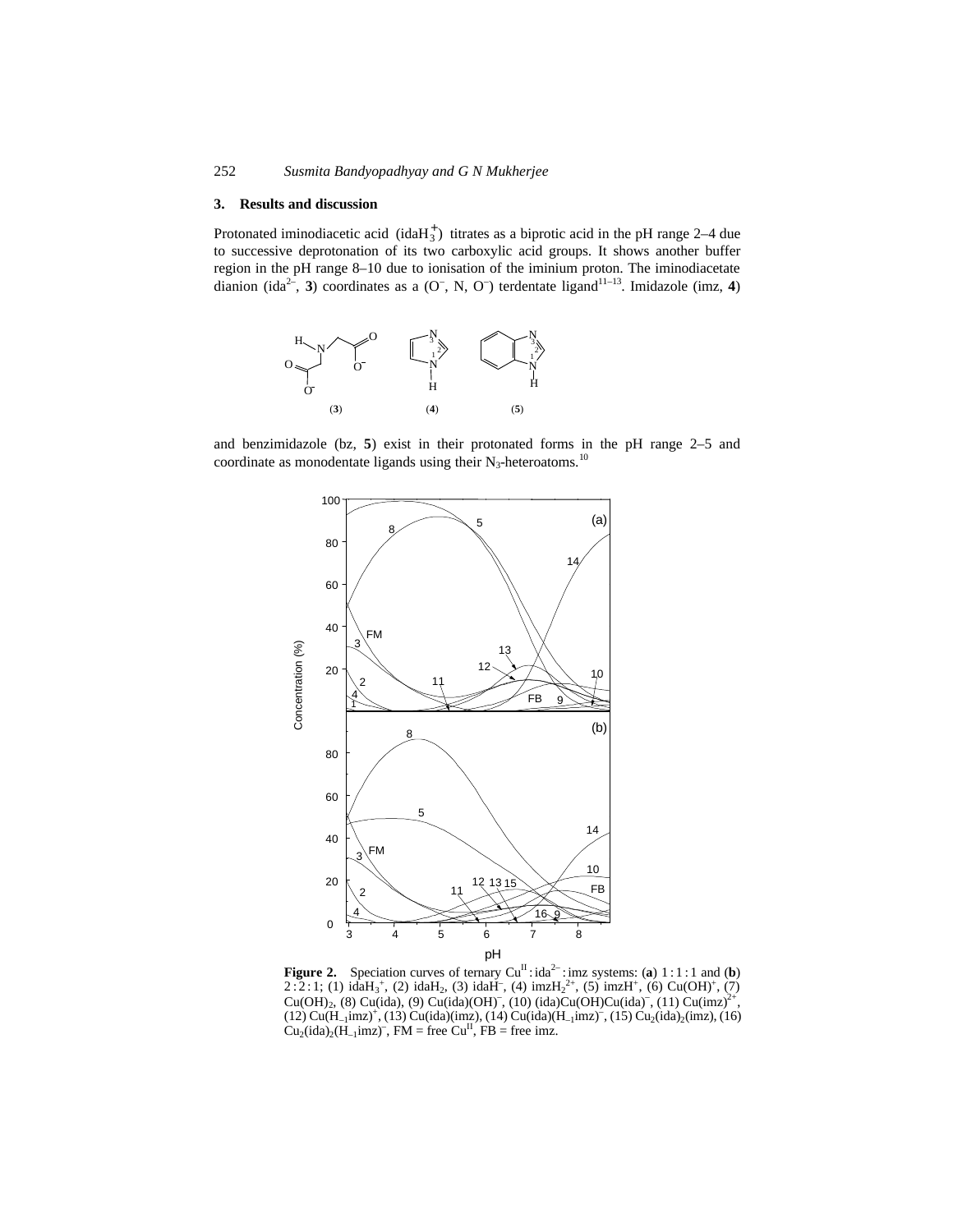## 3. Results and discussion

Protonated iminodiacetic acid ($idaH_3^+$) titrates as a biprotic acid in the pH range 2–4 due to successive deprotonation of its two carboxylic acid groups. It shows another buffer region in the pH range 8–10 due to ionisation of the iminium proton. The iminodiacetate dianion ($ida^{2-}$, **3**) coordinates as a ($O^-$, N, $O^-$) terdentate ligand[11–13]. Imidazole (imz, **4**) and benzimidazole (bz, **5**) exist in their protonated forms in the pH range 2–5 and coordinate as monodentate ligands using their $N_3$-heteroatoms.[10]

**Figure 2.** Speciation curves of ternary $Cu^{II}:ida^{2-}:imz$ systems: (**a**) 1 : 1 : 1 and (**b**) 2 : 2 : 1; (1) $idaH_3^+$, (2) $idaH_2$, (3) $idaH^-$, (4) $imzH_2^{2+}$, (5) $imzH^+$, (6) $Cu(OH)^+$, (7) $Cu(OH)_2$, (8) Cu(ida), (9) $Cu(ida)(OH)^-$, (10) $(ida)Cu(OH)Cu(ida)^-$, (11) $Cu(imz)^{2+}$, (12) $Cu(H_{-1}imz)^+$, (13) Cu(ida)(imz), (14) $Cu(ida)(H_{-1}imz)^-$, (15) $Cu_2(ida)_2(imz)$, (16) $Cu_2(ida)_2(H_{-1}imz)^-$, FM = free $Cu^{II}$, FB = free imz.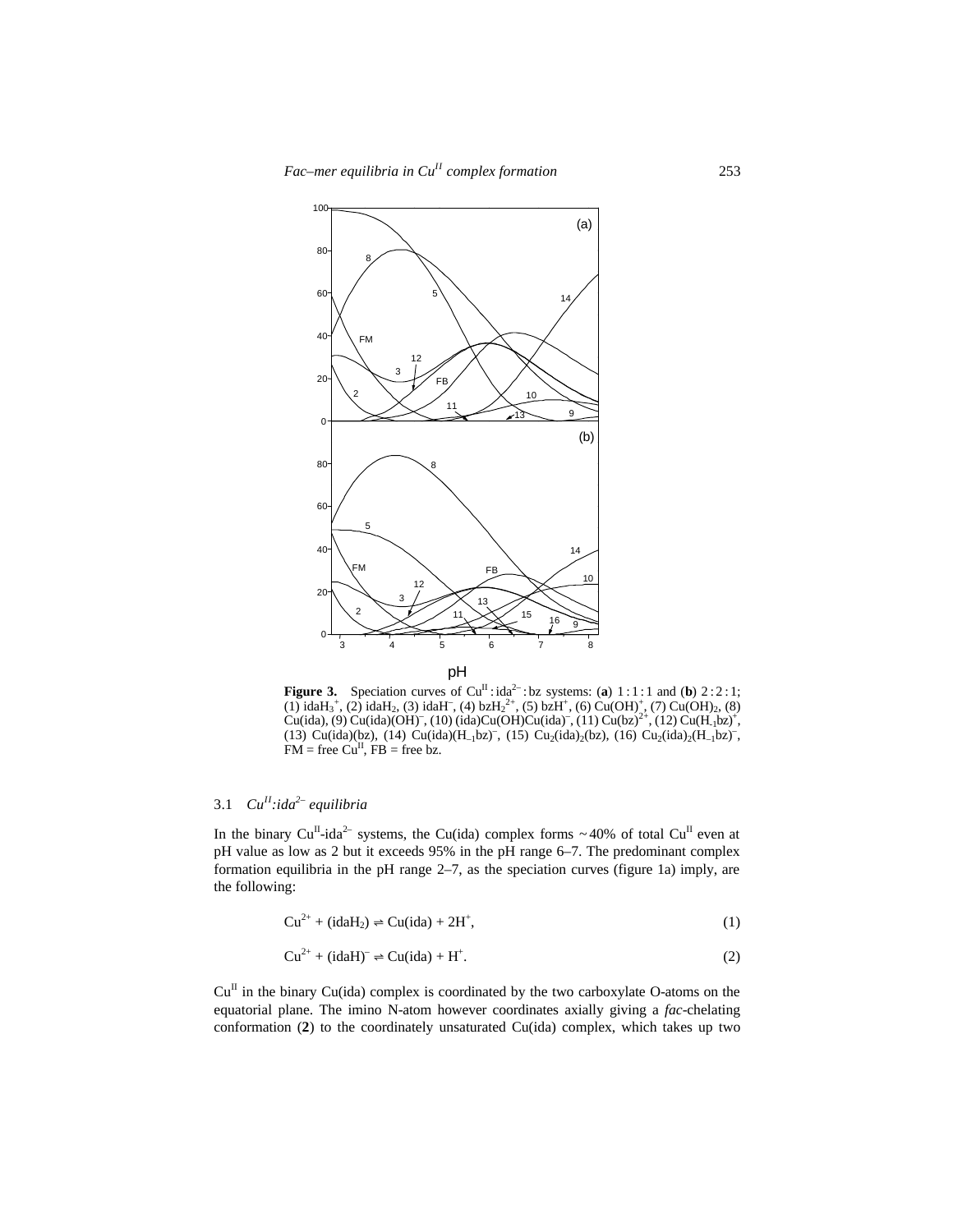**Figure 3.** Speciation curves of $Cu^{II}$ : $ida^{2-}$ : bz systems: (**a**) 1 : 1 : 1 and (**b**) 2 : 2 : 1; (1) $idaH_3^+$, (2) $idaH_2$, (3) $idaH^-$, (4) $bzH_2^{2+}$, (5) $bzH^+$, (6) $Cu(OH)^+$, (7) $Cu(OH)_2$, (8) Cu(ida), (9) $Cu(ida)(OH)^-$, (10) $(ida)Cu(OH)Cu(ida)^-$, (11) $Cu(bz)^{2+}$, (12) $Cu(H_{-1}bz)^+$, (13) Cu(ida)(bz), (14) $Cu(ida)(H_{-1}bz)^-$, (15) $Cu_2(ida)_2(bz)$, (16) $Cu_2(ida)_2(H_{-1}bz)^-$, FM = free $Cu^{II}$, FB = free bz.

### 3.1 $Cu^{II}$:$ida^{2-}$ *equilibria*

In the binary $Cu^{II}$-$ida^{2-}$ systems, the Cu(ida) complex forms ~40% of total $Cu^{II}$ even at pH value as low as 2 but it exceeds 95% in the pH range 6–7. The predominant complex formation equilibria in the pH range 2–7, as the speciation curves (figure 1a) imply, are the following:

$$Cu^{2+} + (idaH_2) \rightleftharpoons Cu(ida) + 2H^+, \tag{1}$$

$$Cu^{2+} + (idaH)^- \rightleftharpoons Cu(ida) + H^+. \tag{2}$$

$Cu^{II}$ in the binary Cu(ida) complex is coordinated by the two carboxylate O-atoms on the equatorial plane. The imino N-atom however coordinates axially giving a *fac*-chelating conformation (**2**) to the coordinately unsaturated Cu(ida) complex, which takes up two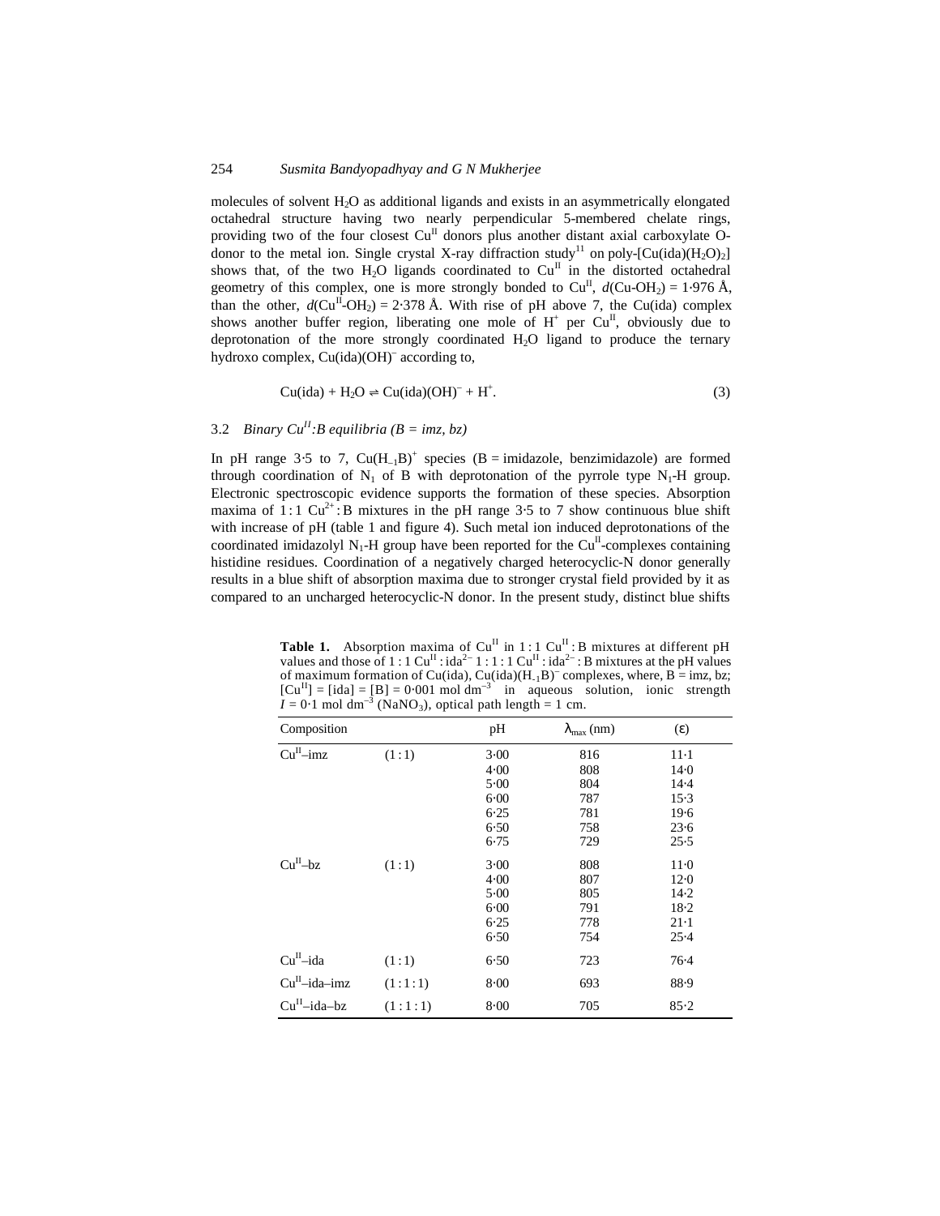molecules of solvent $H_2O$ as additional ligands and exists in an asymmetrically elongated octahedral structure having two nearly perpendicular 5-membered chelate rings, providing two of the four closest $Cu^{II}$ donors plus another distant axial carboxylate O-donor to the metal ion. Single crystal X-ray diffraction study[11] on poly-[Cu(ida)($H_2O$)$_2$] shows that, of the two $H_2O$ ligands coordinated to $Cu^{II}$ in the distorted octahedral geometry of this complex, one is more strongly bonded to $Cu^{II}$, $d$(Cu-$OH_2$) = 1·976 Å, than the other, $d$($Cu^{II}$-$OH_2$) = 2·378 Å. With rise of pH above 7, the Cu(ida) complex shows another buffer region, liberating one mole of $H^+$ per $Cu^{II}$, obviously due to deprotonation of the more strongly coordinated $H_2O$ ligand to produce the ternary hydroxo complex, Cu(ida)(OH)$^-$ according to,

$$\mathrm{Cu(ida) + H_2O \rightleftharpoons Cu(ida)(OH)^- + H^+}. \tag{3}$$

### 3.2 *Binary $Cu^{II}$:B equilibria (B = imz, bz)*

In pH range 3·5 to 7, $Cu(H_{-1}B)^+$ species (B = imidazole, benzimidazole) are formed through coordination of $N_1$ of B with deprotonation of the pyrrole type $N_1$-H group. Electronic spectroscopic evidence supports the formation of these species. Absorption maxima of 1 : 1 $Cu^{2+}$ : B mixtures in the pH range 3·5 to 7 show continuous blue shift with increase of pH (table 1 and figure 4). Such metal ion induced deprotonations of the coordinated imidazolyl $N_1$-H group have been reported for the $Cu^{II}$-complexes containing histidine residues. Coordination of a negatively charged heterocyclic-N donor generally results in a blue shift of absorption maxima due to stronger crystal field provided by it as compared to an uncharged heterocyclic-N donor. In the present study, distinct blue shifts

**Table 1.** Absorption maxima of $Cu^{II}$ in 1 : 1 $Cu^{II}$ : B mixtures at different pH values and those of 1 : 1 $Cu^{II}$ : $ida^{2-}$ 1 : 1 : 1 $Cu^{II}$ : $ida^{2-}$ : B mixtures at the pH values of maximum formation of Cu(ida), Cu(ida)($H_{-1}$B)$^-$ complexes, where, B = imz, bz; [$Cu^{II}$] = [ida] = [B] = 0·001 mol $dm^{-3}$ in aqueous solution, ionic strength $I$ = 0·1 mol $dm^{-3}$ ($NaNO_3$), optical path length = 1 cm.

| Composition | | pH | $\lambda_{max}$ (nm) | (ε) |
|---|---|---|---|---|
| $Cu^{II}$–imz | (1 : 1) | 3·00 | 816 | 11·1 |
| | | 4·00 | 808 | 14·0 |
| | | 5·00 | 804 | 14·4 |
| | | 6·00 | 787 | 15·3 |
| | | 6·25 | 781 | 19·6 |
| | | 6·50 | 758 | 23·6 |
| | | 6·75 | 729 | 25·5 |
| $Cu^{II}$–bz | (1 : 1) | 3·00 | 808 | 11·0 |
| | | 4·00 | 807 | 12·0 |
| | | 5·00 | 805 | 14·2 |
| | | 6·00 | 791 | 18·2 |
| | | 6·25 | 778 | 21·1 |
| | | 6·50 | 754 | 25·4 |
| $Cu^{II}$–ida | (1 : 1) | 6·50 | 723 | 76·4 |
| $Cu^{II}$–ida–imz | (1 : 1 : 1) | 8·00 | 693 | 88·9 |
| $Cu^{II}$–ida–bz | (1 : 1 : 1) | 8·00 | 705 | 85·2 |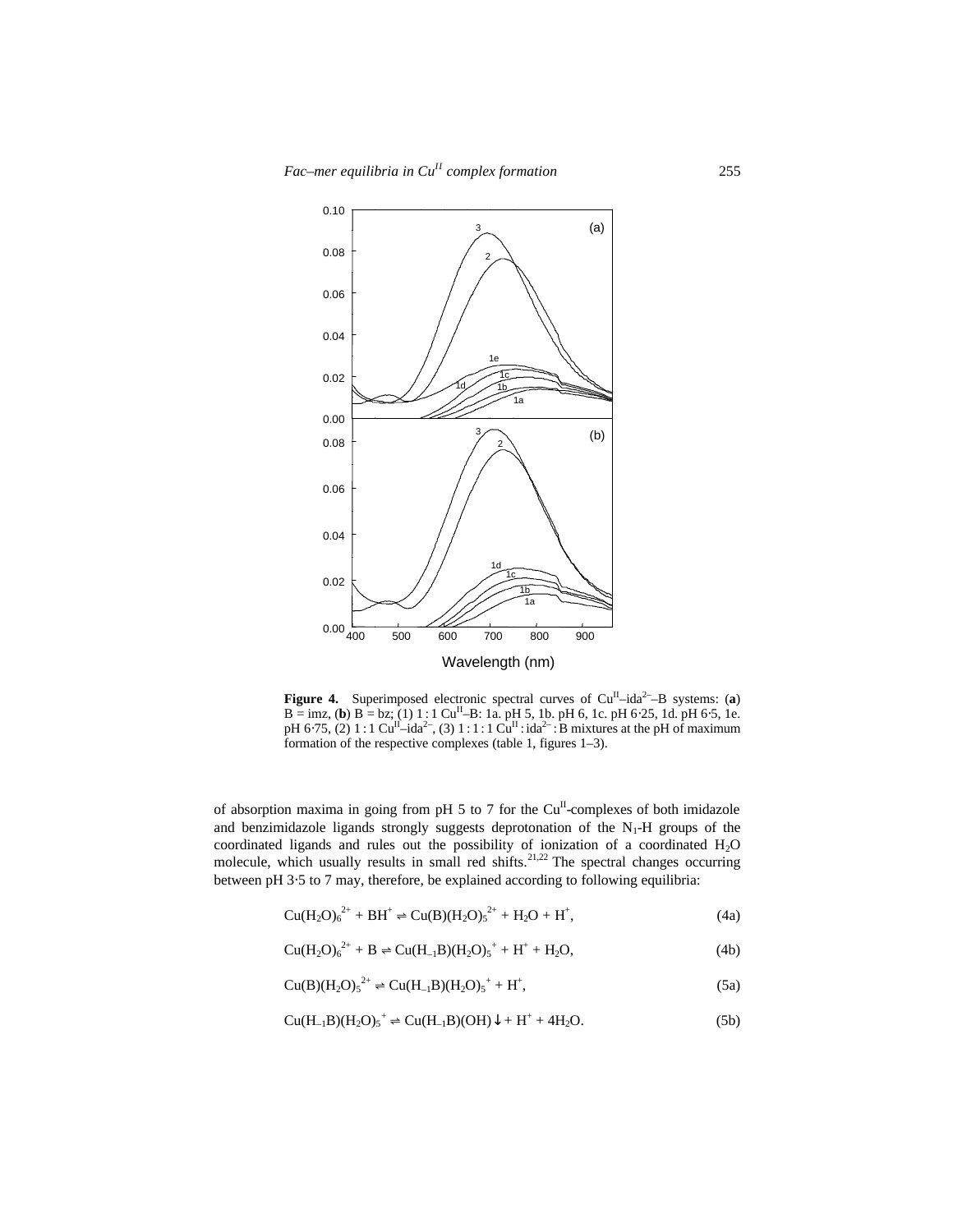**Figure 4.** Superimposed electronic spectral curves of $Cu^{II}$–$ida^{2-}$–B systems: (**a**) B = imz, (**b**) B = bz; (1) 1 : 1 $Cu^{II}$–B: 1a. pH 5, 1b. pH 6, 1c. pH 6·25, 1d. pH 6·5, 1e. pH 6·75, (2) 1 : 1 $Cu^{II}$–$ida^{2-}$, (3) 1 : 1 : 1 $Cu^{II}$ : $ida^{2-}$ : B mixtures at the pH of maximum formation of the respective complexes (table 1, figures 1–3).

of absorption maxima in going from pH 5 to 7 for the $Cu^{II}$-complexes of both imidazole and benzimidazole ligands strongly suggests deprotonation of the $N_1$-H groups of the coordinated ligands and rules out the possibility of ionization of a coordinated $H_2O$ molecule, which usually results in small red shifts.[21,22] The spectral changes occurring between pH 3·5 to 7 may, therefore, be explained according to following equilibria:

$$Cu(H_2O)_6^{2+} + BH^+ \rightleftharpoons Cu(B)(H_2O)_5^{2+} + H_2O + H^+, \tag{4a}$$

$$Cu(H_2O)_6^{2+} + B \rightleftharpoons Cu(H_{-1}B)(H_2O)_5^{+} + H^+ + H_2O, \tag{4b}$$

$$Cu(B)(H_2O)_5^{2+} \rightleftharpoons Cu(H_{-1}B)(H_2O)_5^{+} + H^+, \tag{5a}$$

$$Cu(H_{-1}B)(H_2O)_5^{+} \rightleftharpoons Cu(H_{-1}B)(OH)\downarrow + H^+ + 4H_2O. \tag{5b}$$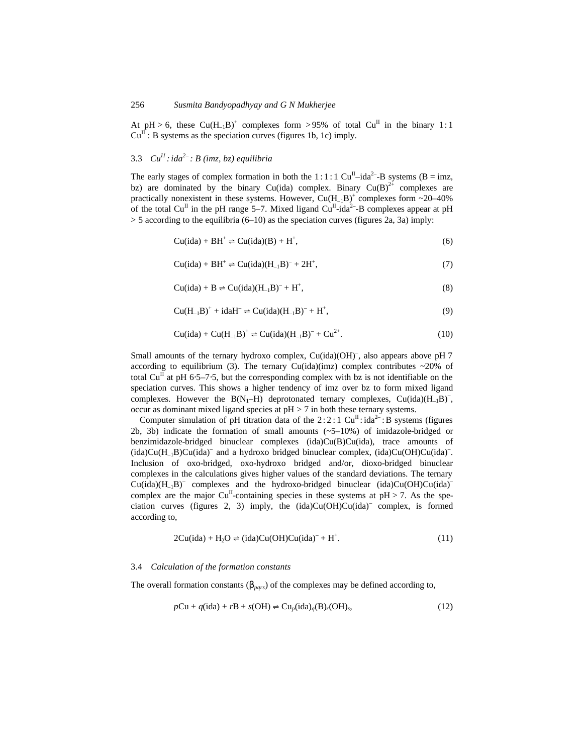At pH > 6, these $Cu(H_{-1}B)^+$ complexes form > 95% of total $Cu^{II}$ in the binary 1 : 1 $Cu^{II}$ : B systems as the speciation curves (figures 1b, 1c) imply.

### 3.3 *$Cu^{II}$ : $ida^{2-}$ : B (imz, bz) equilibria*

The early stages of complex formation in both the 1 : 1 : 1 $Cu^{II}$–$ida^{2-}$-B systems (B = imz, bz) are dominated by the binary Cu(ida) complex. Binary $Cu(B)^{2+}$ complexes are practically nonexistent in these systems. However, $Cu(H_{-1}B)^+$ complexes form ~20–40% of the total $Cu^{II}$ in the pH range 5–7. Mixed ligand $Cu^{II}$-$ida^{2-}$-B complexes appear at pH > 5 according to the equilibria (6–10) as the speciation curves (figures 2a, 3a) imply:

$$Cu(ida) + BH^+ \rightleftharpoons Cu(ida)(B) + H^+, \tag{6}$$

$$Cu(ida) + BH^+ \rightleftharpoons Cu(ida)(H_{-1}B)^- + 2H^+, \tag{7}$$

$$Cu(ida) + B \rightleftharpoons Cu(ida)(H_{-1}B)^- + H^+, \tag{8}$$

$$Cu(H_{-1}B)^+ + idaH^- \rightleftharpoons Cu(ida)(H_{-1}B)^- + H^+, \tag{9}$$

$$Cu(ida) + Cu(H_{-1}B)^+ \rightleftharpoons Cu(ida)(H_{-1}B)^- + Cu^{2+}. \tag{10}$$

Small amounts of the ternary hydroxo complex, $Cu(ida)(OH)^-$, also appears above pH 7 according to equilibrium (3). The ternary Cu(ida)(imz) complex contributes ~20% of total $Cu^{II}$ at pH 6·5–7·5, but the corresponding complex with bz is not identifiable on the speciation curves. This shows a higher tendency of imz over bz to form mixed ligand complexes. However the $B(N_1–H)$ deprotonated ternary complexes, $Cu(ida)(H_{-1}B)^-$, occur as dominant mixed ligand species at pH > 7 in both these ternary systems.

Computer simulation of pH titration data of the 2 : 2 : 1 $Cu^{II}$ : $ida^{2-}$ : B systems (figures 2b, 3b) indicate the formation of small amounts (~5–10%) of imidazole-bridged or benzimidazole-bridged binuclear complexes (ida)Cu(B)Cu(ida), trace amounts of $(ida)Cu(H_{-1}B)Cu(ida)^-$ and a hydroxo bridged binuclear complex, $(ida)Cu(OH)Cu(ida)^-$. Inclusion of oxo-bridged, oxo-hydroxo bridged and/or, dioxo-bridged binuclear complexes in the calculations gives higher values of the standard deviations. The ternary $Cu(ida)(H_{-1}B)^-$ complexes and the hydroxo-bridged binuclear $(ida)Cu(OH)Cu(ida)^-$ complex are the major $Cu^{II}$-containing species in these systems at pH > 7. As the speciation curves (figures 2, 3) imply, the $(ida)Cu(OH)Cu(ida)^-$ complex, is formed according to,

$$2Cu(ida) + H_2O \rightleftharpoons (ida)Cu(OH)Cu(ida)^- + H^+. \tag{11}$$

### 3.4 *Calculation of the formation constants*

The overall formation constants ($\beta_{pqrs}$) of the complexes may be defined according to,

$$pCu + q(ida) + rB + s(OH) \rightleftharpoons Cu_p(ida)_q(B)_r(OH)_s, \tag{12}$$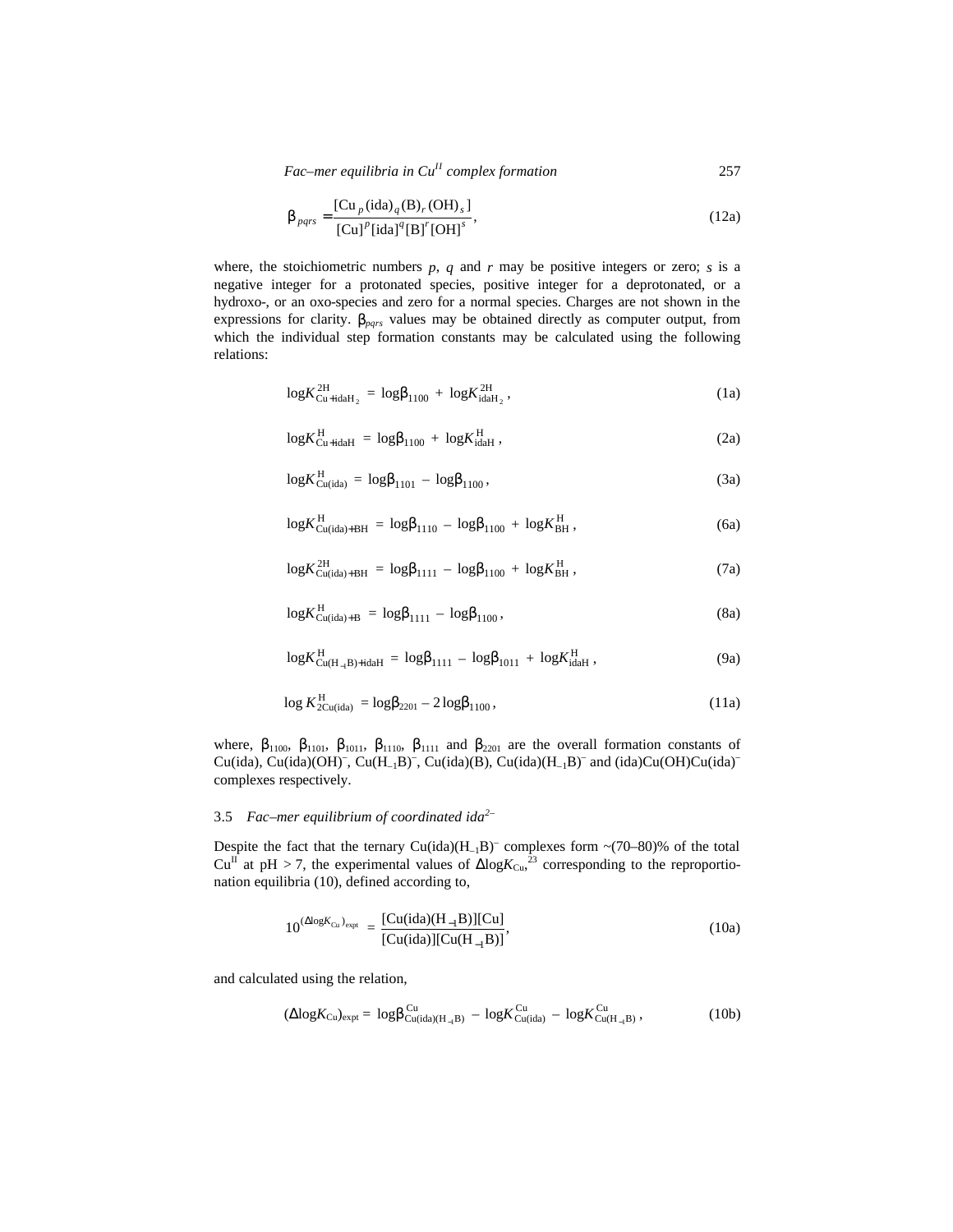$$\beta_{pqrs} = \frac{[\mathrm{Cu}_p(\mathrm{ida})_q(\mathrm{B})_r(\mathrm{OH})_s]}{[\mathrm{Cu}]^p[\mathrm{ida}]^q[\mathrm{B}]^r[\mathrm{OH}]^s}, \tag{12a}$$

where, the stoichiometric numbers $p$, $q$ and $r$ may be positive integers or zero; $s$ is a negative integer for a protonated species, positive integer for a deprotonated, or a hydroxo-, or an oxo-species and zero for a normal species. Charges are not shown in the expressions for clarity. $\beta_{pqrs}$ values may be obtained directly as computer output, from which the individual step formation constants may be calculated using the following relations:

$$\log K^{2\mathrm{H}}_{\mathrm{Cu+idaH_2}} = \log\beta_{1100} + \log K^{2\mathrm{H}}_{\mathrm{idaH_2}}, \tag{1a}$$

$$\log K^{\mathrm{H}}_{\mathrm{Cu+idaH}} = \log\beta_{1100} + \log K^{\mathrm{H}}_{\mathrm{idaH}}, \tag{2a}$$

$$\log K^{\mathrm{H}}_{\mathrm{Cu(ida)}} = \log\beta_{1101} - \log\beta_{1100}, \tag{3a}$$

$$\log K^{\mathrm{H}}_{\mathrm{Cu(ida)+BH}} = \log\beta_{1110} - \log\beta_{1100} + \log K^{\mathrm{H}}_{\mathrm{BH}}, \tag{6a}$$

$$\log K^{2\mathrm{H}}_{\mathrm{Cu(ida)+BH}} = \log\beta_{1111} - \log\beta_{1100} + \log K^{\mathrm{H}}_{\mathrm{BH}}, \tag{7a}$$

$$\log K^{\mathrm{H}}_{\mathrm{Cu(ida)+B}} = \log\beta_{1111} - \log\beta_{1100}, \tag{8a}$$

$$\log K^{\mathrm{H}}_{\mathrm{Cu(H_{-1}B)+idaH}} = \log\beta_{1111} - \log\beta_{1011} + \log K^{\mathrm{H}}_{\mathrm{idaH}}, \tag{9a}$$

$$\log K^{\mathrm{H}}_{\mathrm{2Cu(ida)}} = \log\beta_{2201} - 2\log\beta_{1100}, \tag{11a}$$

where, $\beta_{1100}$, $\beta_{1101}$, $\beta_{1011}$, $\beta_{1110}$, $\beta_{1111}$ and $\beta_{2201}$ are the overall formation constants of Cu(ida), $\mathrm{Cu(ida)(OH)^-}$, $\mathrm{Cu(H_{-1}B)^-}$, Cu(ida)(B), $\mathrm{Cu(ida)(H_{-1}B)^-}$ and $\mathrm{(ida)Cu(OH)Cu(ida)^-}$ complexes respectively.

### 3.5 *Fac–mer equilibrium of coordinated ida$^{2-}$*

Despite the fact that the ternary $\mathrm{Cu(ida)(H_{-1}B)^-}$ complexes form ~(70–80)% of the total $\mathrm{Cu^{II}}$ at pH > 7, the experimental values of $\Delta\log K_{\mathrm{Cu}}$,[23] corresponding to the reproportionation equilibria (10), defined according to,

$$10^{(\Delta\log K_{\mathrm{Cu}})_{\mathrm{expt}}} = \frac{[\mathrm{Cu(ida)(H_{-1}B)}][\mathrm{Cu}]}{[\mathrm{Cu(ida)}][\mathrm{Cu(H_{-1}B)}]}, \tag{10a}$$

and calculated using the relation,

$$(\Delta\log K_{\mathrm{Cu}})_{\mathrm{expt}} = \log\beta^{\mathrm{Cu}}_{\mathrm{Cu(ida)(H_{-1}B)}} - \log K^{\mathrm{Cu}}_{\mathrm{Cu(ida)}} - \log K^{\mathrm{Cu}}_{\mathrm{Cu(H_{-1}B)}}, \tag{10b}$$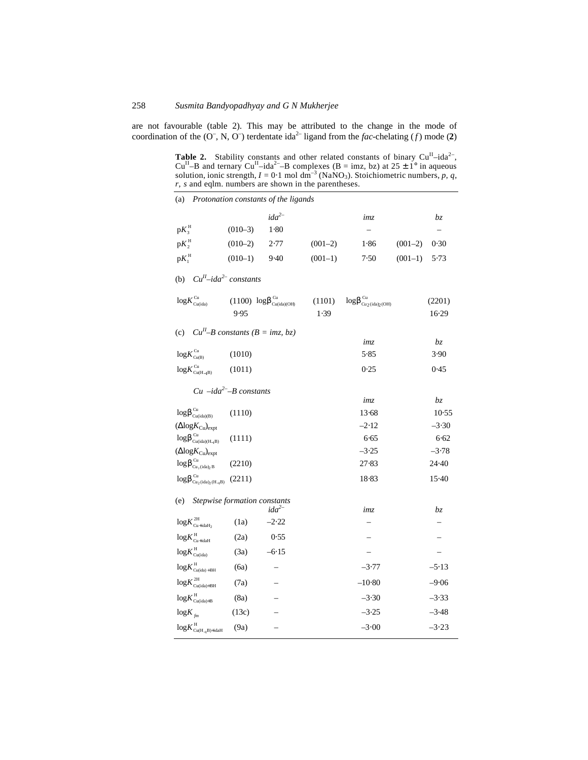are not favourable (table 2). This may be attributed to the change in the mode of coordination of the ($O^-$, N, $O^-$) terdentate $ida^{2-}$ ligand from the *fac*-chelating (*f*) mode (**2**)

**Table 2.** Stability constants and other related constants of binary $Cu^{II}$–$ida^{2-}$, $Cu^{II}$–B and ternary $Cu^{II}$–$ida^{2-}$–B complexes (B = imz, bz) at 25 ± 1° in aqueous solution, ionic strength, $I$ = 0·1 mol dm$^{-3}$ ($NaNO_3$). Stoichiometric numbers, *p*, *q*, *r*, *s* and eqlm. numbers are shown in the parentheses.

(a) *Protonation constants of the ligands*

| | | $ida^{2-}$ | | *imz* | | *bz* |
|---|---|---|---|---|---|---|
| $pK_3^H$ | (010–3) | 1·80 | | – | | – |
| $pK_2^H$ | (010–2) | 2·77 | (001–2) | 1·86 | (001–2) | 0·30 |
| $pK_1^H$ | (010–1) | 9·40 | (001–1) | 7·50 | (001–1) | 5·73 |

(b) *$Cu^{II}$–$ida^{2-}$ constants*

| $\log K^{Cu}_{Cu(ida)}$ (1100) | $\log\beta^{Cu}_{Cu(ida)(OH)}$ (1101) | $\log\beta^{Cu}_{Cu_2(ida)_2(OH)}$ (2201) |
|---|---|---|
| 9·95 | 1·39 | 16·29 |

(c) *$Cu^{II}$–B constants (B = imz, bz)*

| | | *imz* | *bz* |
|---|---|---|---|
| $\log K^{Cu}_{Cu(B)}$ | (1010) | 5·85 | 3·90 |
| $\log K^{Cu}_{Cu(H_{-1}B)}$ | (1011) | 0·25 | 0·45 |

*Cu –$ida^{2-}$–B constants*

| | | *imz* | *bz* |
|---|---|---|---|
| $\log\beta^{Cu}_{Cu(ida)(B)}$ | (1110) | 13·68 | 10·55 |
| $(\Delta\log K_{Cu})_{expt}$ | | –2·12 | –3·30 |
| $\log\beta^{Cu}_{Cu(ida)(H_{-1}B)}$ | (1111) | 6·65 | 6·62 |
| $(\Delta\log K_{Cu})_{expt}$ | | –3·25 | –3·78 |
| $\log\beta^{Cu}_{Cu_2(ida)_2B}$ | (2210) | 27·83 | 24·40 |
| $\log\beta^{Cu}_{Cu_2(ida)_2(H_{-1}B)}$ | (2211) | 18·83 | 15·40 |

(e) *Stepwise formation constants*

| | | $ida^{2-}$ | *imz* | *bz* |
|---|---|---|---|---|
| $\log K^{2H}_{Cu+idaH_2}$ | (1a) | –2·22 | – | – |
| $\log K^{H}_{Cu+idaH}$ | (2a) | 0·55 | – | – |
| $\log K^{H}_{Cu(ida)}$ | (3a) | –6·15 | – | – |
| $\log K^{H}_{Cu(ida)+BH}$ | (6a) | – | –3·77 | –5·13 |
| $\log K^{2H}_{Cu(ida)+BH}$ | (7a) | – | –10·80 | –9·06 |
| $\log K^{H}_{Cu(ida)+B}$ | (8a) | – | –3·30 | –3·33 |
| $\log K_{fm}$ | (13c) | – | –3·25 | –3·48 |
| $\log K^{H}_{Cu(H_{-1}B)+idaH}$ | (9a) | – | –3·00 | –3·23 |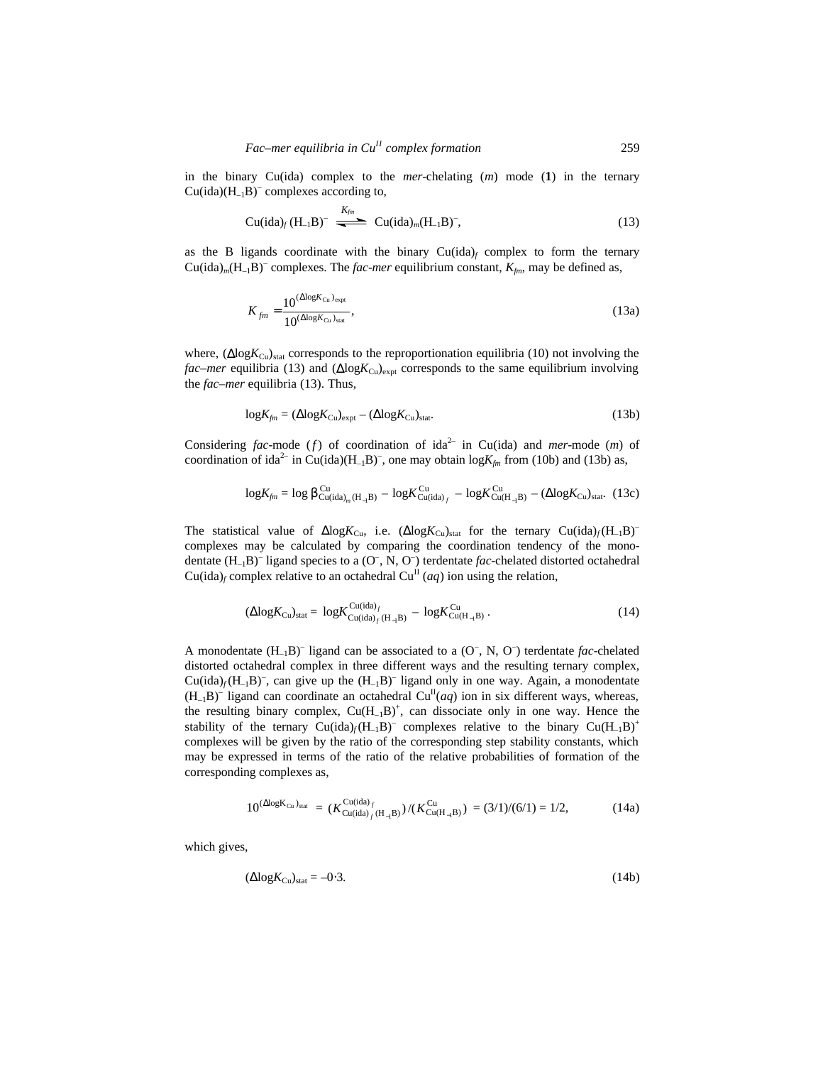in the binary Cu(ida) complex to the *mer*-chelating (*m*) mode (**1**) in the ternary $Cu(ida)(H_{-1}B)^-$ complexes according to,

$$Cu(ida)_f\,(H_{-1}B)^- \overset{K_{fm}}{\rightleftharpoons} Cu(ida)_m(H_{-1}B)^-, \tag{13}$$

as the B ligands coordinate with the binary $Cu(ida)_f$ complex to form the ternary $Cu(ida)_m(H_{-1}B)^-$ complexes. The *fac-mer* equilibrium constant, $K_{fm}$, may be defined as,

$$K_{fm} = \frac{10^{(\Delta \log K_{Cu})_{expt}}}{10^{(\Delta \log K_{Cu})_{stat}}}, \tag{13a}$$

where, $(\Delta\log K_{Cu})_{stat}$ corresponds to the reproportionation equilibria (10) not involving the *fac–mer* equilibria (13) and $(\Delta\log K_{Cu})_{expt}$ corresponds to the same equilibrium involving the *fac–mer* equilibria (13). Thus,

$$\log K_{fm} = (\Delta\log K_{Cu})_{expt} - (\Delta\log K_{Cu})_{stat}. \tag{13b}$$

Considering *fac*-mode ($f$) of coordination of $ida^{2-}$ in Cu(ida) and *mer*-mode ($m$) of coordination of $ida^{2-}$ in $Cu(ida)(H_{-1}B)^-$, one may obtain $\log K_{fm}$ from (10b) and (13b) as,

$$\log K_{fm} = \log \beta^{Cu}_{Cu(ida)_m(H_{-1}B)} - \log K^{Cu}_{Cu(ida)_f} - \log K^{Cu}_{Cu(H_{-1}B)} - (\Delta\log K_{Cu})_{stat}. \tag{13c}$$

The statistical value of $\Delta\log K_{Cu}$, i.e. $(\Delta\log K_{Cu})_{stat}$ for the ternary $Cu(ida)_f(H_{-1}B)^-$ complexes may be calculated by comparing the coordination tendency of the monodentate $(H_{-1}B)^-$ ligand species to a ($O^-$, N, $O^-$) terdentate *fac*-chelated distorted octahedral $Cu(ida)_f$ complex relative to an octahedral $Cu^{II}$ (*aq*) ion using the relation,

$$(\Delta\log K_{Cu})_{stat} = \log K^{Cu(ida)_f}_{Cu(ida)_f(H_{-1}B)} - \log K^{Cu}_{Cu(H_{-1}B)}. \tag{14}$$

A monodentate $(H_{-1}B)^-$ ligand can be associated to a ($O^-$, N, $O^-$) terdentate *fac*-chelated distorted octahedral complex in three different ways and the resulting ternary complex, $Cu(ida)_f(H_{-1}B)^-$, can give up the $(H_{-1}B)^-$ ligand only in one way. Again, a monodentate $(H_{-1}B)^-$ ligand can coordinate an octahedral $Cu^{II}(aq)$ ion in six different ways, whereas, the resulting binary complex, $Cu(H_{-1}B)^+$, can dissociate only in one way. Hence the stability of the ternary $Cu(ida)_f(H_{-1}B)^-$ complexes relative to the binary $Cu(H_{-1}B)^+$ complexes will be given by the ratio of the corresponding step stability constants, which may be expressed in terms of the ratio of the relative probabilities of formation of the corresponding complexes as,

$$10^{(\Delta \log K_{Cu})_{stat}} = (K^{Cu(ida)_f}_{Cu(ida)_f(H_{-1}B)})/(K^{Cu}_{Cu(H_{-1}B)}) = (3/1)/(6/1) = 1/2, \tag{14a}$$

which gives,

$$(\Delta\log K_{Cu})_{stat} = -0{\cdot}3. \tag{14b}$$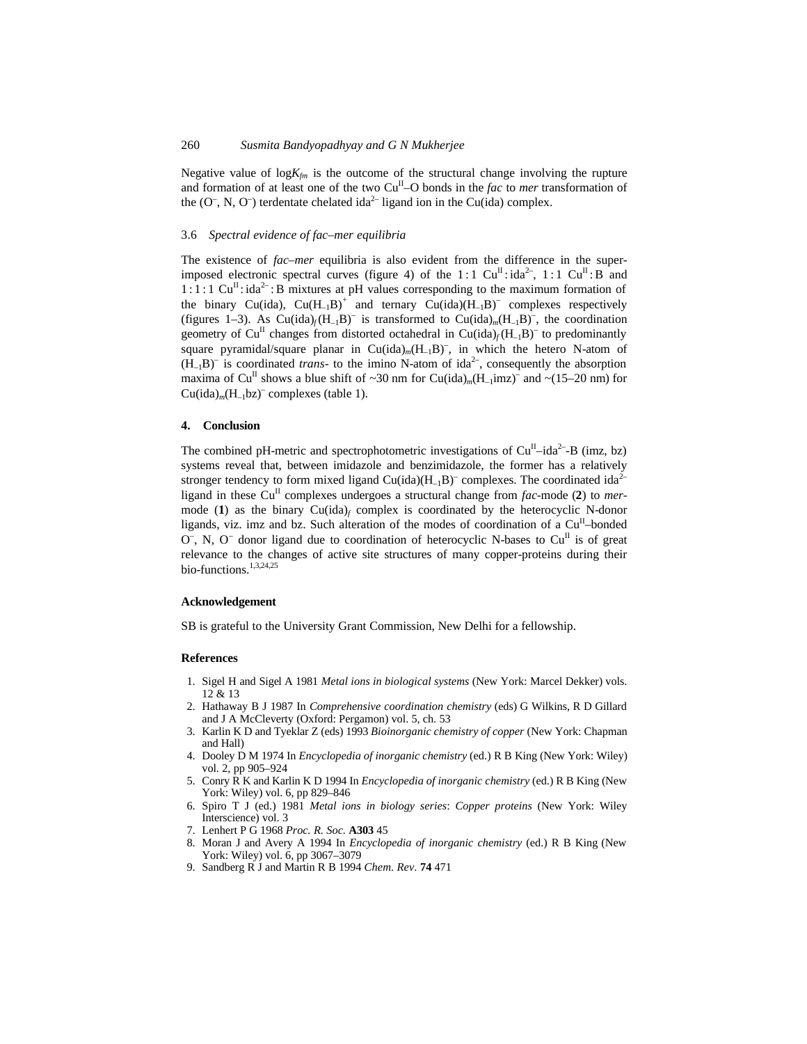Negative value of $\log K_{fm}$ is the outcome of the structural change involving the rupture and formation of at least one of the two $Cu^{II}$–O bonds in the *fac* to *mer* transformation of the ($O^-$, N, $O^-$) terdentate chelated $ida^{2-}$ ligand ion in the Cu(ida) complex.

### 3.6 *Spectral evidence of fac–mer equilibria*

The existence of *fac–mer* equilibria is also evident from the difference in the superimposed electronic spectral curves (figure 4) of the 1 : 1 $Cu^{II}$ : $ida^{2-}$, 1 : 1 $Cu^{II}$ : B and 1 : 1 : 1 $Cu^{II}$ : $ida^{2-}$ : B mixtures at pH values corresponding to the maximum formation of the binary Cu(ida), $Cu(H_{-1}B)^+$ and ternary $Cu(ida)(H_{-1}B)^-$ complexes respectively (figures 1–3). As $Cu(ida)_f(H_{-1}B)^-$ is transformed to $Cu(ida)_m(H_{-1}B)^-$, the coordination geometry of $Cu^{II}$ changes from distorted octahedral in $Cu(ida)_f(H_{-1}B)^-$ to predominantly square pyramidal/square planar in $Cu(ida)_m(H_{-1}B)^-$, in which the hetero N-atom of $(H_{-1}B)^-$ is coordinated *trans*- to the imino N-atom of $ida^{2-}$, consequently the absorption maxima of $Cu^{II}$ shows a blue shift of ~30 nm for $Cu(ida)_m(H_{-1}imz)^-$ and ~(15–20 nm) for $Cu(ida)_m(H_{-1}bz)^-$ complexes (table 1).

## 4. Conclusion

The combined pH-metric and spectrophotometric investigations of $Cu^{II}$–$ida^{2-}$-B (imz, bz) systems reveal that, between imidazole and benzimidazole, the former has a relatively stronger tendency to form mixed ligand $Cu(ida)(H_{-1}B)^-$ complexes. The coordinated $ida^{2-}$ ligand in these $Cu^{II}$ complexes undergoes a structural change from *fac*-mode (**2**) to *mer*-mode (**1**) as the binary $Cu(ida)_f$ complex is coordinated by the heterocyclic N-donor ligands, viz. imz and bz. Such alteration of the modes of coordination of a $Cu^{II}$–bonded $O^-$, N, $O^-$ donor ligand due to coordination of heterocyclic N-bases to $Cu^{II}$ is of great relevance to the changes of active site structures of many copper-proteins during their bio-functions.[1,3,24,25]

## Acknowledgement

SB is grateful to the University Grant Commission, New Delhi for a fellowship.

## References

1. Sigel H and Sigel A 1981 *Metal ions in biological systems* (New York: Marcel Dekker) vols. 12 & 13
2. Hathaway B J 1987 In *Comprehensive coordination chemistry* (eds) G Wilkins, R D Gillard and J A McCleverty (Oxford: Pergamon) vol. 5, ch. 53
3. Karlin K D and Tyeklar Z (eds) 1993 *Bioinorganic chemistry of copper* (New York: Chapman and Hall)
4. Dooley D M 1974 In *Encyclopedia of inorganic chemistry* (ed.) R B King (New York: Wiley) vol. 2, pp 905–924
5. Conry R K and Karlin K D 1994 In *Encyclopedia of inorganic chemistry* (ed.) R B King (New York: Wiley) vol. 6, pp 829–846
6. Spiro T J (ed.) 1981 *Metal ions in biology series*: *Copper proteins* (New York: Wiley Interscience) vol. 3
7. Lenhert P G 1968 *Proc. R. Soc.* **A303** 45
8. Moran J and Avery A 1994 In *Encyclopedia of inorganic chemistry* (ed.) R B King (New York: Wiley) vol. 6, pp 3067–3079
9. Sandberg R J and Martin R B 1994 *Chem. Rev*. **74** 471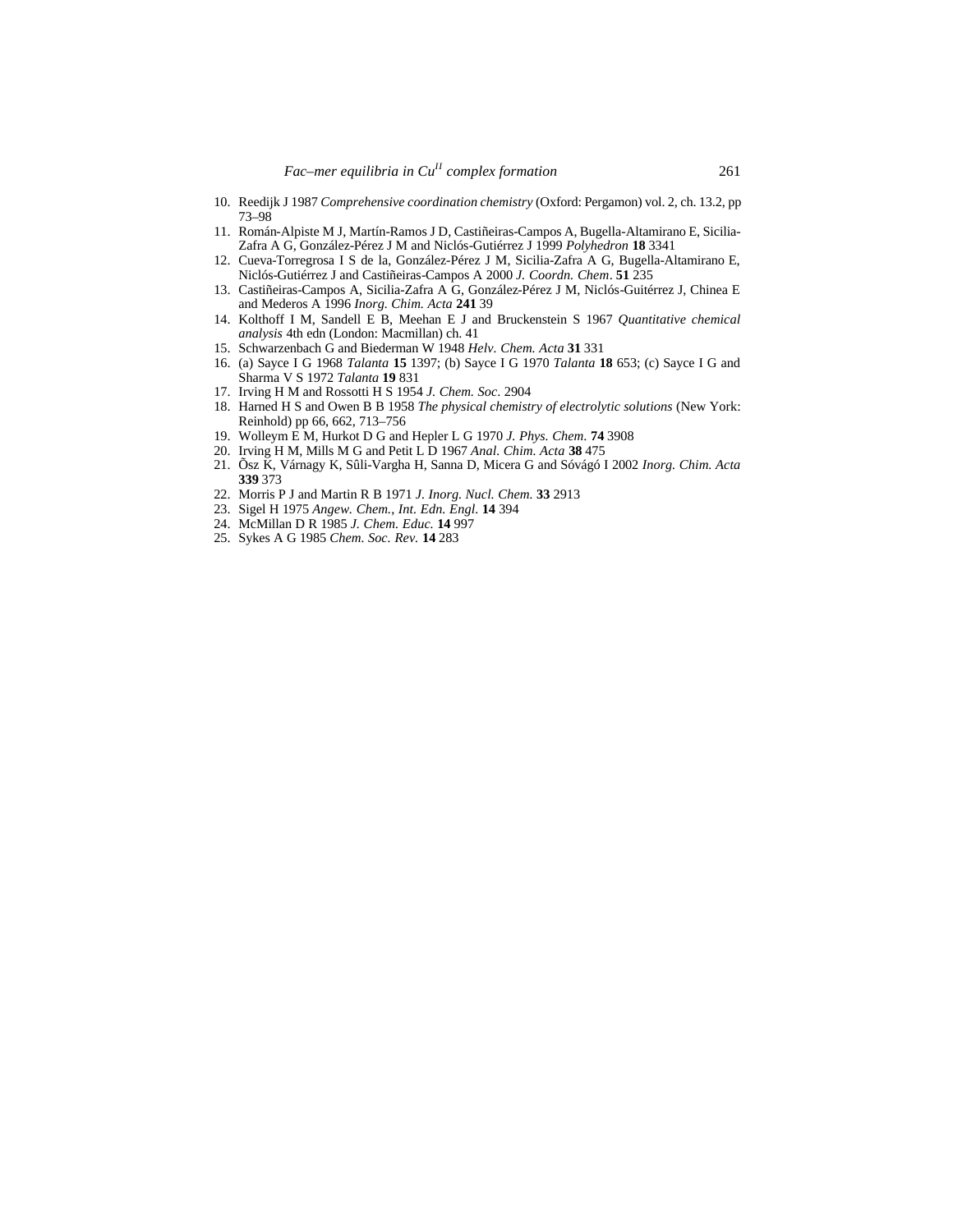10. Reedijk J 1987 *Comprehensive coordination chemistry* (Oxford: Pergamon) vol. 2, ch. 13.2, pp 73–98
11. Román-Alpiste M J, Martín-Ramos J D, Castiñeiras-Campos A, Bugella-Altamirano E, Sicilia-Zafra A G, González-Pérez J M and Niclós-Gutiérrez J 1999 *Polyhedron* **18** 3341
12. Cueva-Torregrosa I S de la, González-Pérez J M, Sicilia-Zafra A G, Bugella-Altamirano E, Niclós-Gutiérrez J and Castiñeiras-Campos A 2000 *J. Coordn. Chem*. **51** 235
13. Castiñeiras-Campos A, Sicilia-Zafra A G, González-Pérez J M, Niclós-Guitérrez J, Chinea E and Mederos A 1996 *Inorg. Chim. Acta* **241** 39
14. Kolthoff I M, Sandell E B, Meehan E J and Bruckenstein S 1967 *Quantitative chemical analysis* 4th edn (London: Macmillan) ch. 41
15. Schwarzenbach G and Biederman W 1948 *Helv. Chem. Acta* **31** 331
16. (a) Sayce I G 1968 *Talanta* **15** 1397; (b) Sayce I G 1970 *Talanta* **18** 653; (c) Sayce I G and Sharma V S 1972 *Talanta* **19** 831
17. Irving H M and Rossotti H S 1954 *J. Chem. Soc*. 2904
18. Harned H S and Owen B B 1958 *The physical chemistry of electrolytic solutions* (New York: Reinhold) pp 66, 662, 713–756
19. Wolleym E M, Hurkot D G and Hepler L G 1970 *J. Phys. Chem*. **74** 3908
20. Irving H M, Mills M G and Petit L D 1967 *Anal. Chim. Acta* **38** 475
21. Õsz K, Várnagy K, Sûli-Vargha H, Sanna D, Micera G and Sóvágó I 2002 *Inorg. Chim. Acta* **339** 373
22. Morris P J and Martin R B 1971 *J. Inorg. Nucl. Chem.* **33** 2913
23. Sigel H 1975 *Angew. Chem., Int. Edn. Engl.* **14** 394
24. McMillan D R 1985 *J. Chem. Educ.* **14** 997
25. Sykes A G 1985 *Chem. Soc. Rev.* **14** 283